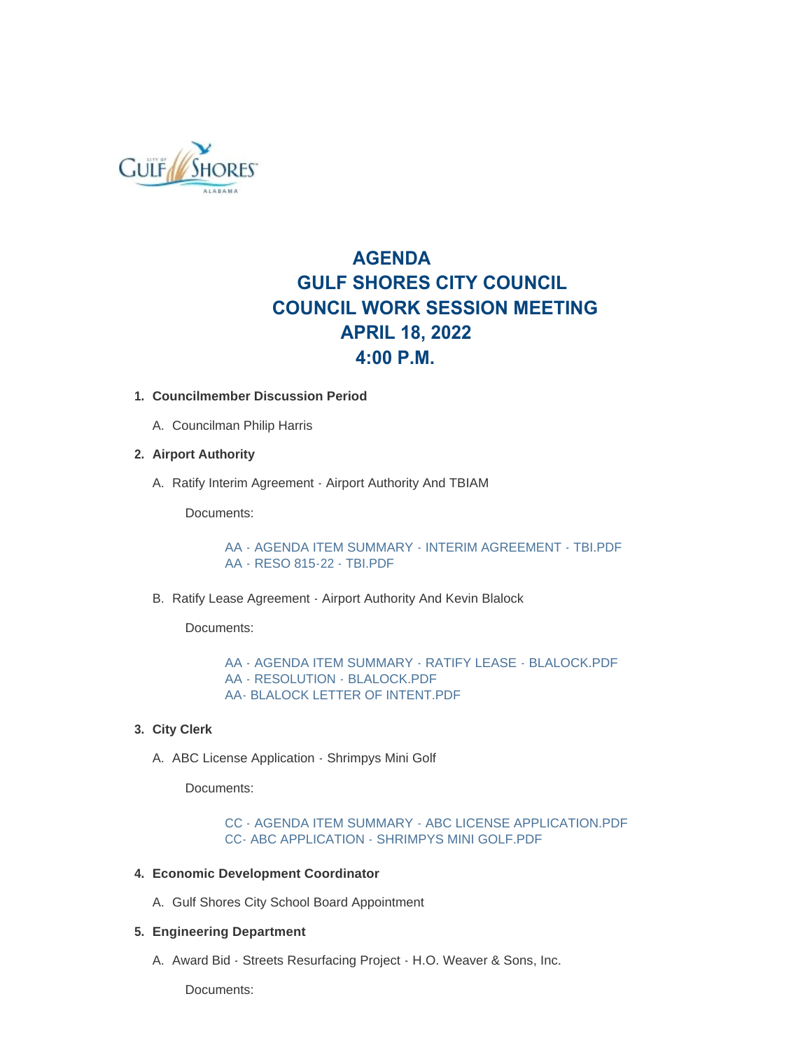# AGENDA
# GULF SHORES CITY COUNCIL
# COUNCIL WORK SESSION MEETING
# APRIL 18, 2022
# 4:00 P.M.

1. **Councilmember Discussion Period**

   A. Councilman Philip Harris

2. **Airport Authority**

   A. Ratify Interim Agreement - Airport Authority And TBIAM

      Documents:

      AA - AGENDA ITEM SUMMARY - INTERIM AGREEMENT - TBI.PDF
      AA - RESO 815-22 - TBI.PDF

   B. Ratify Lease Agreement - Airport Authority And Kevin Blalock

      Documents:

      AA - AGENDA ITEM SUMMARY - RATIFY LEASE - BLALOCK.PDF
      AA - RESOLUTION - BLALOCK.PDF
      AA- BLALOCK LETTER OF INTENT.PDF

3. **City Clerk**

   A. ABC License Application - Shrimpys Mini Golf

      Documents:

      CC - AGENDA ITEM SUMMARY - ABC LICENSE APPLICATION.PDF
      CC- ABC APPLICATION - SHRIMPYS MINI GOLF.PDF

4. **Economic Development Coordinator**

   A. Gulf Shores City School Board Appointment

5. **Engineering Department**

   A. Award Bid - Streets Resurfacing Project - H.O. Weaver & Sons, Inc.

      Documents: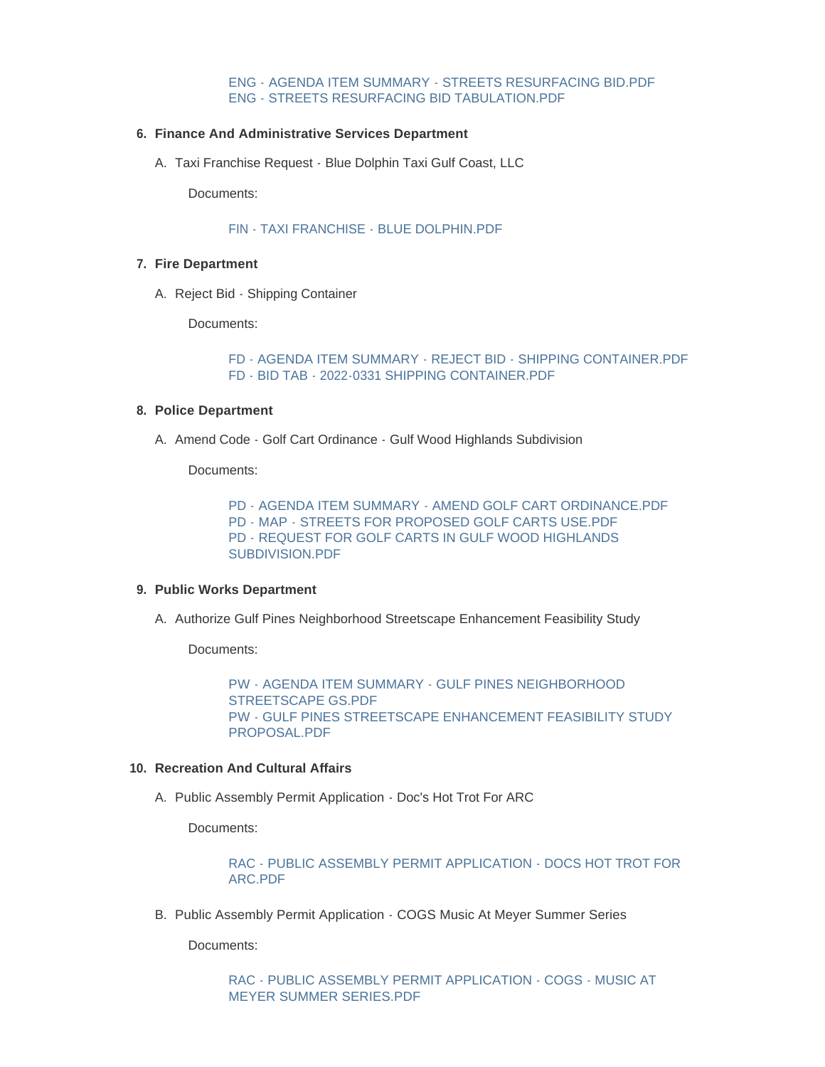ENG - AGENDA ITEM SUMMARY - STREETS RESURFACING BID.PDF
ENG - STREETS RESURFACING BID TABULATION.PDF

6. **Finance And Administrative Services Department**

   A. Taxi Franchise Request - Blue Dolphin Taxi Gulf Coast, LLC

      Documents:

      FIN - TAXI FRANCHISE - BLUE DOLPHIN.PDF

7. **Fire Department**

   A. Reject Bid - Shipping Container

      Documents:

      FD - AGENDA ITEM SUMMARY - REJECT BID - SHIPPING CONTAINER.PDF
      FD - BID TAB - 2022-0331 SHIPPING CONTAINER.PDF

8. **Police Department**

   A. Amend Code - Golf Cart Ordinance - Gulf Wood Highlands Subdivision

      Documents:

      PD - AGENDA ITEM SUMMARY - AMEND GOLF CART ORDINANCE.PDF
      PD - MAP - STREETS FOR PROPOSED GOLF CARTS USE.PDF
      PD - REQUEST FOR GOLF CARTS IN GULF WOOD HIGHLANDS SUBDIVISION.PDF

9. **Public Works Department**

   A. Authorize Gulf Pines Neighborhood Streetscape Enhancement Feasibility Study

      Documents:

      PW - AGENDA ITEM SUMMARY - GULF PINES NEIGHBORHOOD STREETSCAPE GS.PDF
      PW - GULF PINES STREETSCAPE ENHANCEMENT FEASIBILITY STUDY PROPOSAL.PDF

10. **Recreation And Cultural Affairs**

   A. Public Assembly Permit Application - Doc's Hot Trot For ARC

      Documents:

      RAC - PUBLIC ASSEMBLY PERMIT APPLICATION - DOCS HOT TROT FOR ARC.PDF

   B. Public Assembly Permit Application - COGS Music At Meyer Summer Series

      Documents:

      RAC - PUBLIC ASSEMBLY PERMIT APPLICATION - COGS - MUSIC AT MEYER SUMMER SERIES.PDF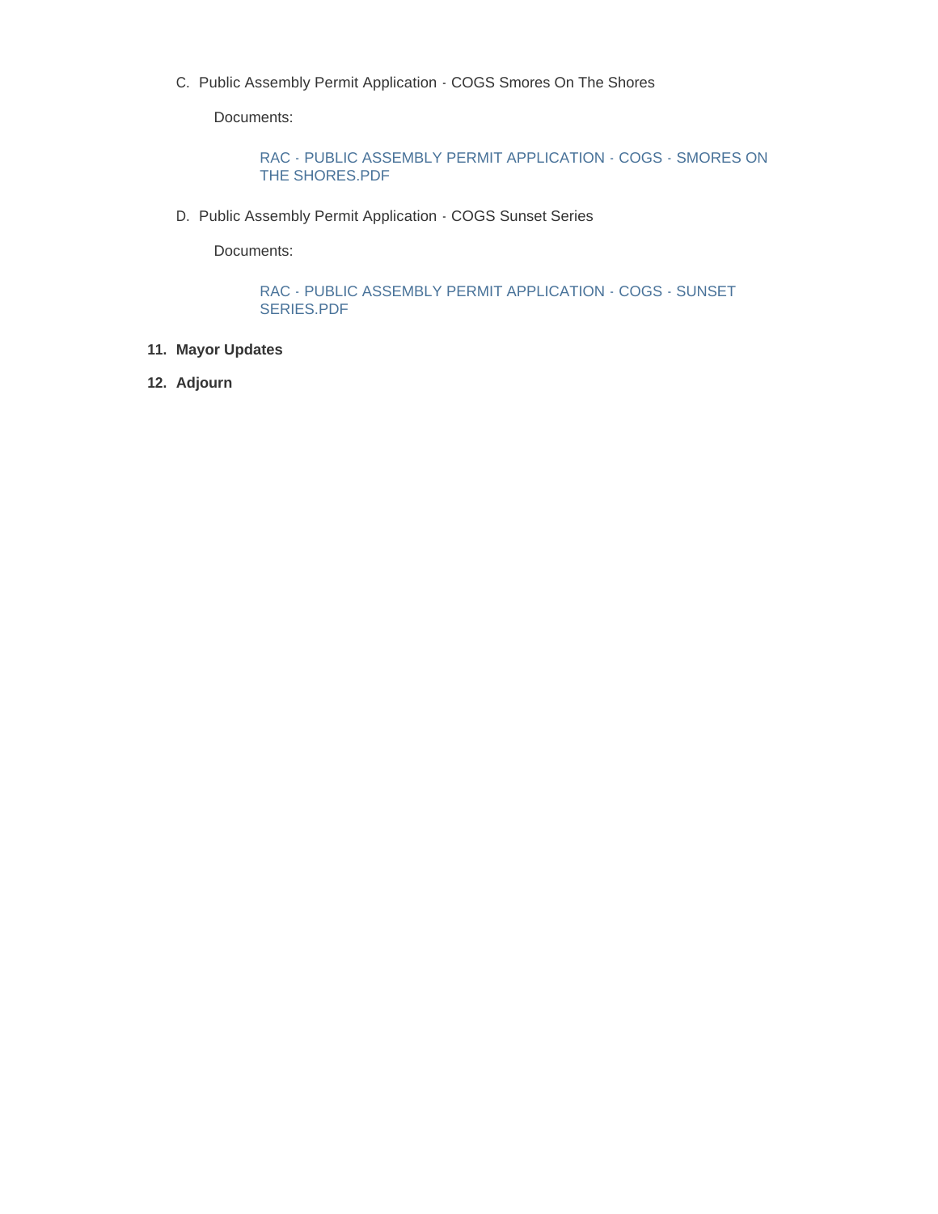C. Public Assembly Permit Application - COGS Smores On The Shores

Documents:

RAC - PUBLIC ASSEMBLY PERMIT APPLICATION - COGS - SMORES ON THE SHORES.PDF

D. Public Assembly Permit Application - COGS Sunset Series

Documents:

RAC - PUBLIC ASSEMBLY PERMIT APPLICATION - COGS - SUNSET SERIES.PDF

**11. Mayor Updates**

**12. Adjourn**